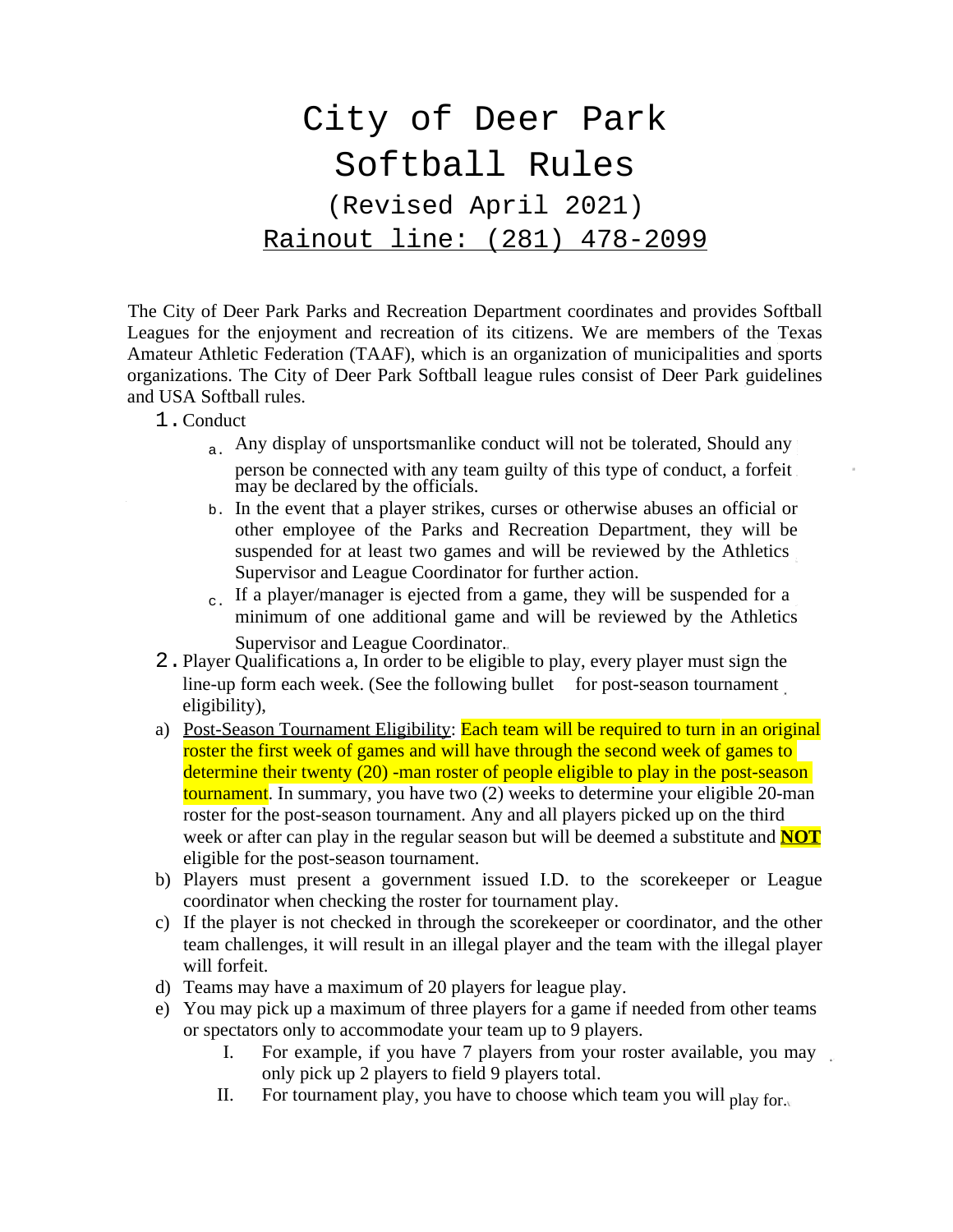# City of Deer Park Softball Rules

(Revised April 2021)

Rainout line: (281) 478-2099

The City of Deer Park Parks and Recreation Department coordinates and provides Softball Leagues for the enjoyment and recreation of its citizens. We are members of the Texas Amateur Athletic Federation (TAAF), which is an organization of municipalities and sports organizations. The City of Deer Park Softball league rules consist of Deer Park guidelines and USA Softball rules.

1. Conduct
   a. Any display of unsportsmanlike conduct will not be tolerated, Should any person be connected with any team guilty of this type of conduct, a forfeit may be declared by the officials.
   b. In the event that a player strikes, curses or otherwise abuses an official or other employee of the Parks and Recreation Department, they will be suspended for at least two games and will be reviewed by the Athletics Supervisor and League Coordinator for further action.
   c. If a player/manager is ejected from a game, they will be suspended for a minimum of one additional game and will be reviewed by the Athletics Supervisor and League Coordinator.
2. Player Qualifications a, In order to be eligible to play, every player must sign the line-up form each week. (See the following bullet for post-season tournament eligibility),

a) Post-Season Tournament Eligibility: Each team will be required to turn in an original roster the first week of games and will have through the second week of games to determine their twenty (20) -man roster of people eligible to play in the post-season tournament. In summary, you have two (2) weeks to determine your eligible 20-man roster for the post-season tournament. Any and all players picked up on the third week or after can play in the regular season but will be deemed a substitute and **NOT** eligible for the post-season tournament.

b) Players must present a government issued I.D. to the scorekeeper or League coordinator when checking the roster for tournament play.

c) If the player is not checked in through the scorekeeper or coordinator, and the other team challenges, it will result in an illegal player and the team with the illegal player will forfeit.

d) Teams may have a maximum of 20 players for league play.

e) You may pick up a maximum of three players for a game if needed from other teams or spectators only to accommodate your team up to 9 players.
   I. For example, if you have 7 players from your roster available, you may only pick up 2 players to field 9 players total.
   II. For tournament play, you have to choose which team you will play for.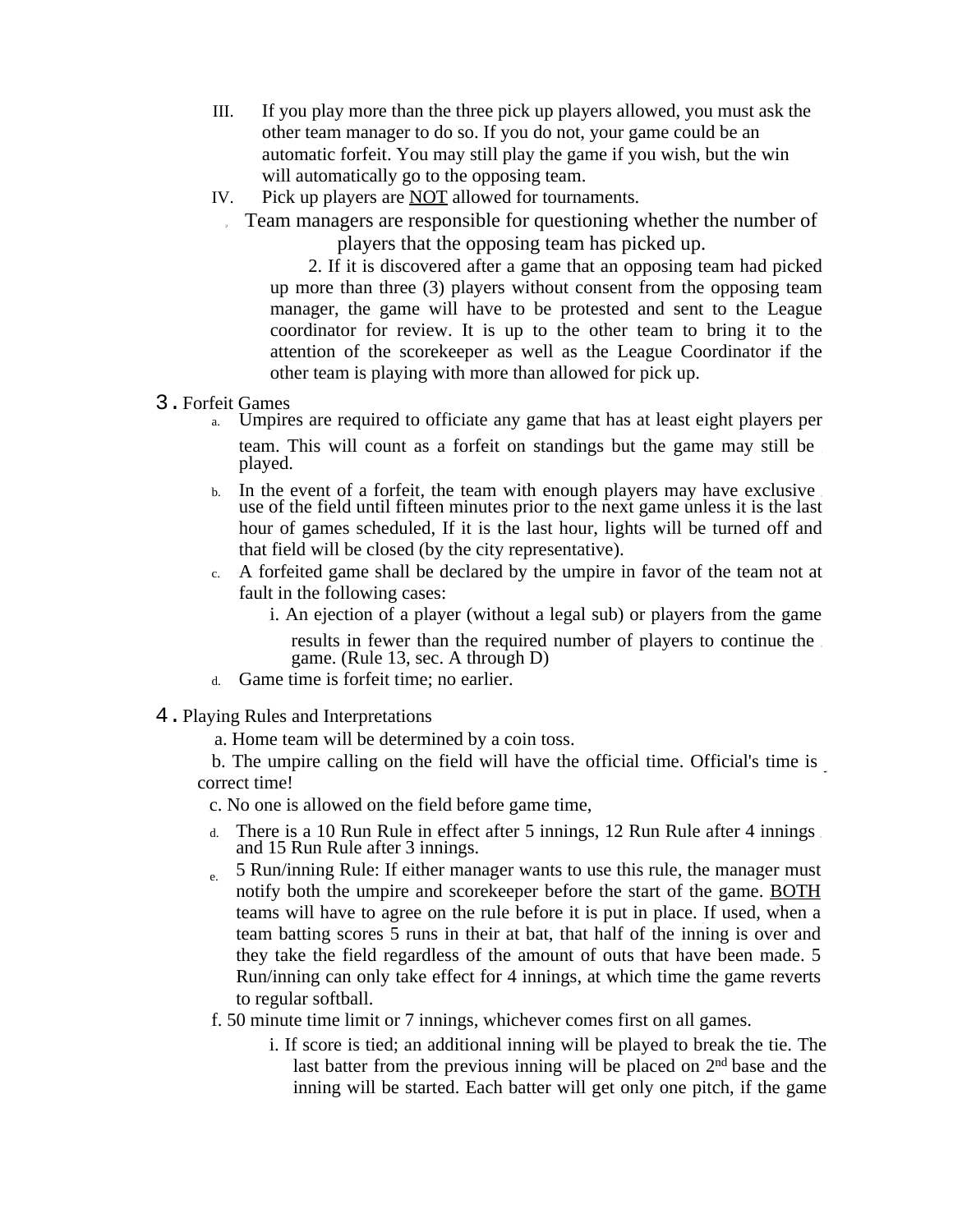III. If you play more than the three pick up players allowed, you must ask the other team manager to do so. If you do not, your game could be an automatic forfeit. You may still play the game if you wish, but the win will automatically go to the opposing team.

IV. Pick up players are NOT allowed for tournaments.

, Team managers are responsible for questioning whether the number of players that the opposing team has picked up.

2. If it is discovered after a game that an opposing team had picked up more than three (3) players without consent from the opposing team manager, the game will have to be protested and sent to the League coordinator for review. It is up to the other team to bring it to the attention of the scorekeeper as well as the League Coordinator if the other team is playing with more than allowed for pick up.

3. Forfeit Games

a. Umpires are required to officiate any game that has at least eight players per team. This will count as a forfeit on standings but the game may still be played.

b. In the event of a forfeit, the team with enough players may have exclusive use of the field until fifteen minutes prior to the next game unless it is the last hour of games scheduled, If it is the last hour, lights will be turned off and that field will be closed (by the city representative).

c. A forfeited game shall be declared by the umpire in favor of the team not at fault in the following cases:

i. An ejection of a player (without a legal sub) or players from the game results in fewer than the required number of players to continue the game. (Rule 13, sec. A through D)

d. Game time is forfeit time; no earlier.

4. Playing Rules and Interpretations

a. Home team will be determined by a coin toss.

b. The umpire calling on the field will have the official time. Official's time is correct time!

c. No one is allowed on the field before game time,

d. There is a 10 Run Rule in effect after 5 innings, 12 Run Rule after 4 innings and 15 Run Rule after 3 innings.

e. 5 Run/inning Rule: If either manager wants to use this rule, the manager must notify both the umpire and scorekeeper before the start of the game. BOTH teams will have to agree on the rule before it is put in place. If used, when a team batting scores 5 runs in their at bat, that half of the inning is over and they take the field regardless of the amount of outs that have been made. 5 Run/inning can only take effect for 4 innings, at which time the game reverts to regular softball.

f. 50 minute time limit or 7 innings, whichever comes first on all games.

i. If score is tied; an additional inning will be played to break the tie. The last batter from the previous inning will be placed on 2nd base and the inning will be started. Each batter will get only one pitch, if the game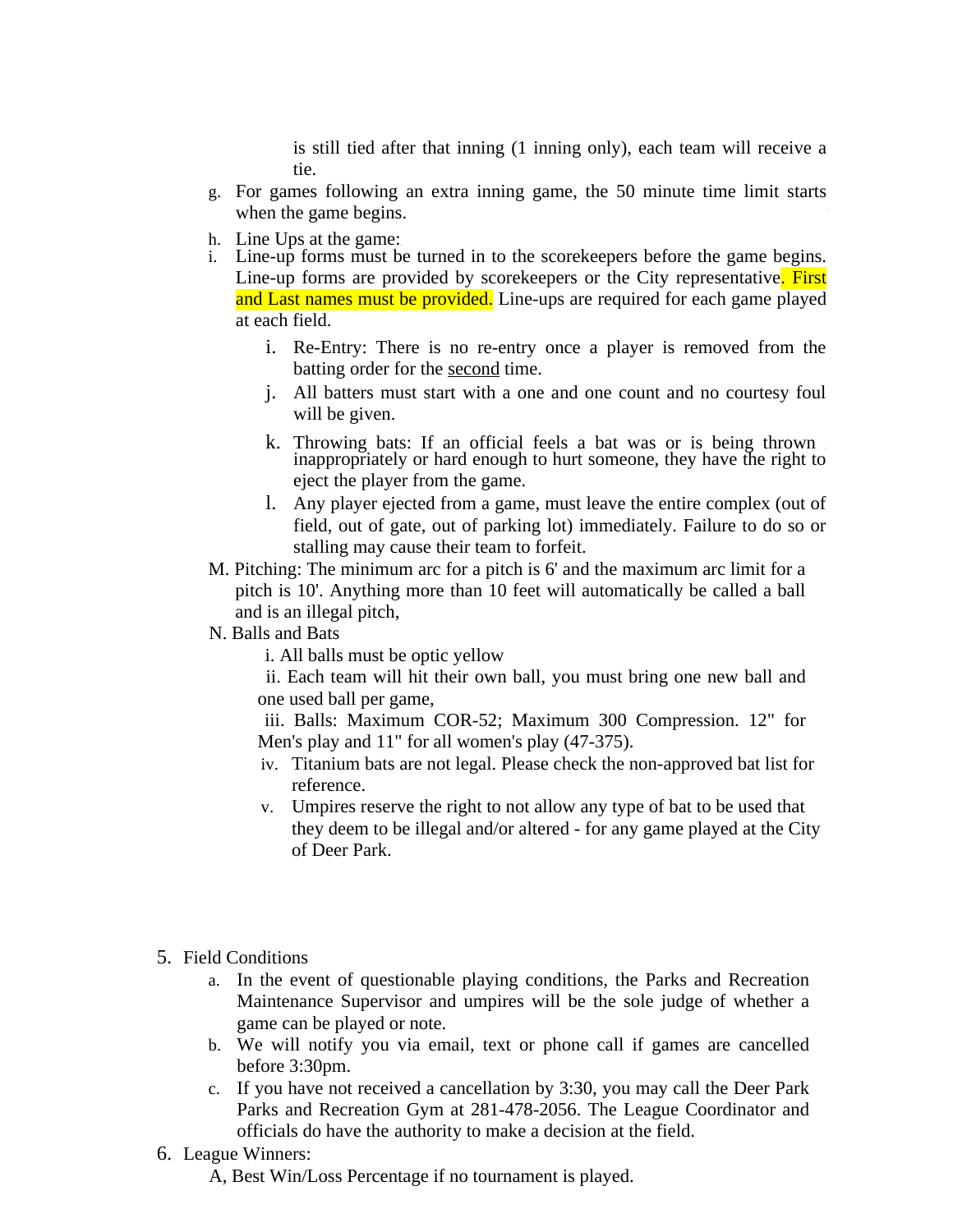is still tied after that inning (1 inning only), each team will receive a tie.

g. For games following an extra inning game, the 50 minute time limit starts when the game begins.

h. Line Ups at the game:

i. Line-up forms must be turned in to the scorekeepers before the game begins. Line-up forms are provided by scorekeepers or the City representative. First and Last names must be provided. Line-ups are required for each game played at each field.

   i. Re-Entry: There is no re-entry once a player is removed from the batting order for the second time.

   j. All batters must start with a one and one count and no courtesy foul will be given.

   k. Throwing bats: If an official feels a bat was or is being thrown inappropriately or hard enough to hurt someone, they have the right to eject the player from the game.

   l. Any player ejected from a game, must leave the entire complex (out of field, out of gate, out of parking lot) immediately. Failure to do so or stalling may cause their team to forfeit.

M. Pitching: The minimum arc for a pitch is 6' and the maximum arc limit for a pitch is 10'. Anything more than 10 feet will automatically be called a ball and is an illegal pitch,

N. Balls and Bats

   i. All balls must be optic yellow

   ii. Each team will hit their own ball, you must bring one new ball and one used ball per game,

   iii. Balls: Maximum COR-52; Maximum 300 Compression. 12" for Men's play and 11" for all women's play (47-375).

   iv. Titanium bats are not legal. Please check the non-approved bat list for reference.

   v. Umpires reserve the right to not allow any type of bat to be used that they deem to be illegal and/or altered - for any game played at the City of Deer Park.

5. Field Conditions

   a. In the event of questionable playing conditions, the Parks and Recreation Maintenance Supervisor and umpires will be the sole judge of whether a game can be played or note.

   b. We will notify you via email, text or phone call if games are cancelled before 3:30pm.

   c. If you have not received a cancellation by 3:30, you may call the Deer Park Parks and Recreation Gym at 281-478-2056. The League Coordinator and officials do have the authority to make a decision at the field.

6. League Winners:

   A, Best Win/Loss Percentage if no tournament is played.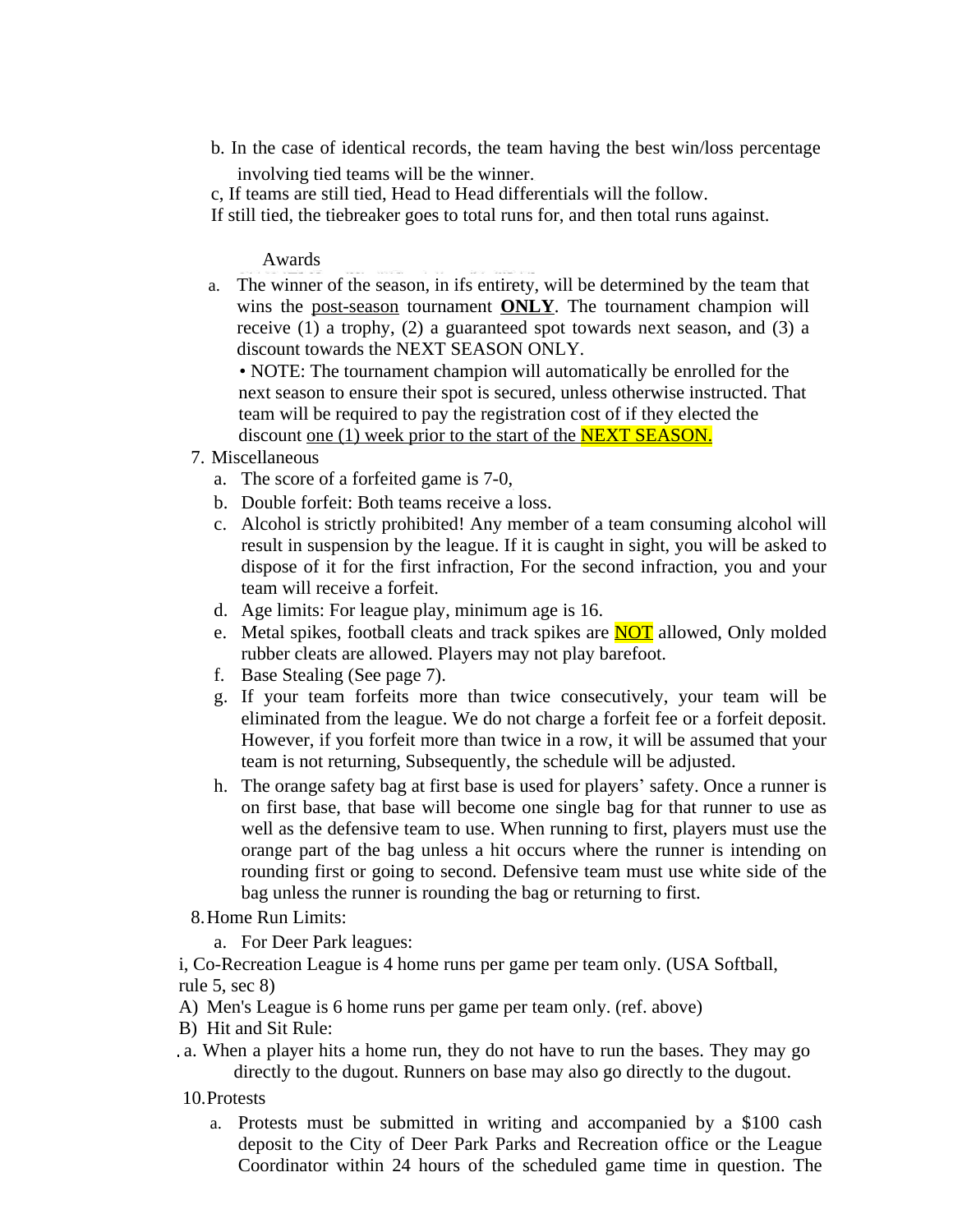b. In the case of identical records, the team having the best win/loss percentage involving tied teams will be the winner.

c, If teams are still tied, Head to Head differentials will the follow.

If still tied, the tiebreaker goes to total runs for, and then total runs against.

Awards

a. The winner of the season, in ifs entirety, will be determined by the team that wins the <u>post-season</u> tournament **<u>ONLY</u>**. The tournament champion will receive (1) a trophy, (2) a guaranteed spot towards next season, and (3) a discount towards the NEXT SEASON ONLY.

• NOTE: The tournament champion will automatically be enrolled for the next season to ensure their spot is secured, unless otherwise instructed. That team will be required to pay the registration cost of if they elected the discount <u>one (1) week prior to the start of the NEXT SEASON.</u>

7. Miscellaneous
   a. The score of a forfeited game is 7-0,
   b. Double forfeit: Both teams receive a loss.
   c. Alcohol is strictly prohibited! Any member of a team consuming alcohol will result in suspension by the league. If it is caught in sight, you will be asked to dispose of it for the first infraction, For the second infraction, you and your team will receive a forfeit.
   d. Age limits: For league play, minimum age is 16.
   e. Metal spikes, football cleats and track spikes are NOT allowed, Only molded rubber cleats are allowed. Players may not play barefoot.
   f. Base Stealing (See page 7).
   g. If your team forfeits more than twice consecutively, your team will be eliminated from the league. We do not charge a forfeit fee or a forfeit deposit. However, if you forfeit more than twice in a row, it will be assumed that your team is not returning, Subsequently, the schedule will be adjusted.
   h. The orange safety bag at first base is used for players' safety. Once a runner is on first base, that base will become one single bag for that runner to use as well as the defensive team to use. When running to first, players must use the orange part of the bag unless a hit occurs where the runner is intending on rounding first or going to second. Defensive team must use white side of the bag unless the runner is rounding the bag or returning to first.

8. Home Run Limits:
   a. For Deer Park leagues:

i, Co-Recreation League is 4 home runs per game per team only. (USA Softball, rule 5, sec 8)

A) Men's League is 6 home runs per game per team only. (ref. above)

B) Hit and Sit Rule:

a. When a player hits a home run, they do not have to run the bases. They may go directly to the dugout. Runners on base may also go directly to the dugout.

10. Protests
    a. Protests must be submitted in writing and accompanied by a $100 cash deposit to the City of Deer Park Parks and Recreation office or the League Coordinator within 24 hours of the scheduled game time in question. The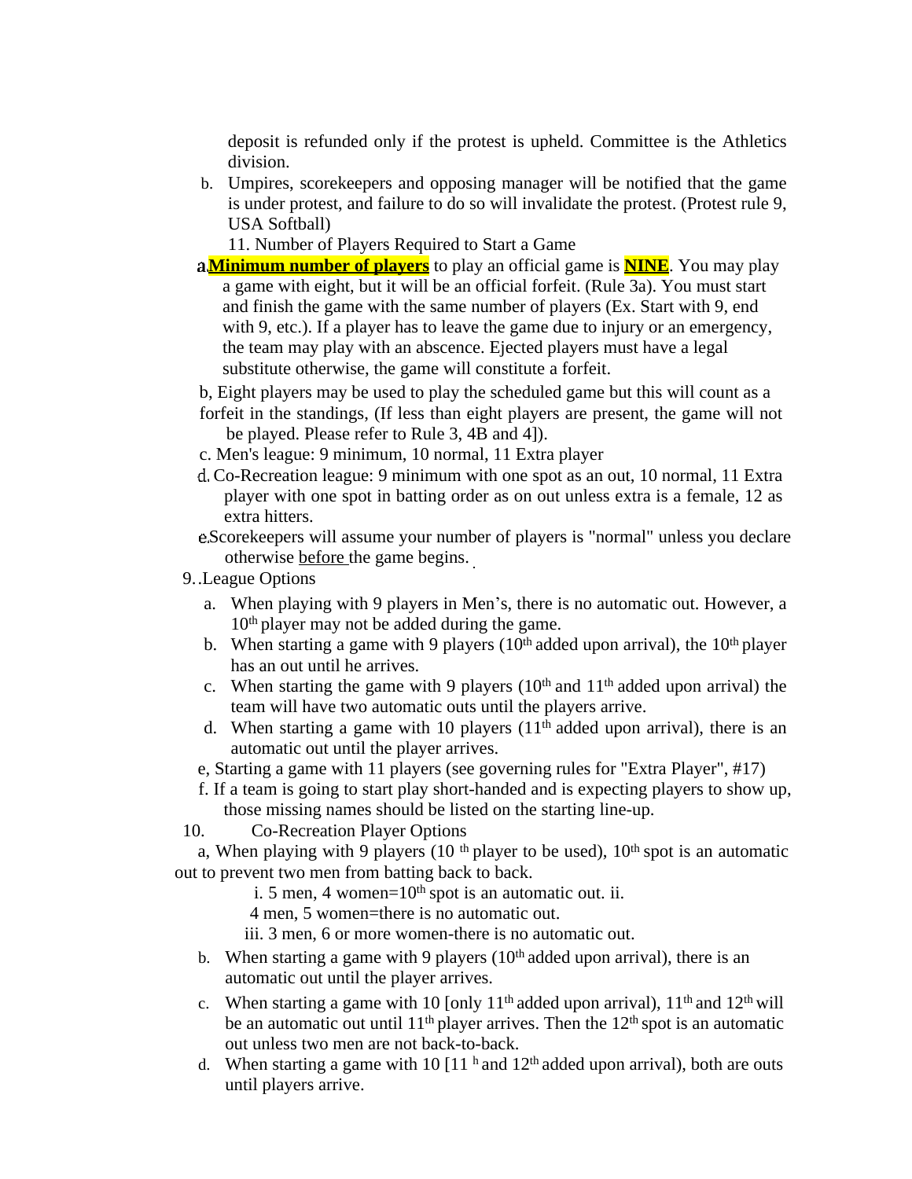deposit is refunded only if the protest is upheld. Committee is the Athletics division.

b. Umpires, scorekeepers and opposing manager will be notified that the game is under protest, and failure to do so will invalidate the protest. (Protest rule 9, USA Softball)

11. Number of Players Required to Start a Game

a. **Minimum number of players** to play an official game is **NINE**. You may play a game with eight, but it will be an official forfeit. (Rule 3a). You must start and finish the game with the same number of players (Ex. Start with 9, end with 9, etc.). If a player has to leave the game due to injury or an emergency, the team may play with an abscence. Ejected players must have a legal substitute otherwise, the game will constitute a forfeit.

b, Eight players may be used to play the scheduled game but this will count as a forfeit in the standings, (If less than eight players are present, the game will not be played. Please refer to Rule 3, 4B and 4]).

c. Men's league: 9 minimum, 10 normal, 11 Extra player

d. Co-Recreation league: 9 minimum with one spot as an out, 10 normal, 11 Extra player with one spot in batting order as on out unless extra is a female, 12 as extra hitters.

e. Scorekeepers will assume your number of players is "normal" unless you declare otherwise before the game begins.

9..League Options

a. When playing with 9 players in Men's, there is no automatic out. However, a 10th player may not be added during the game.

b. When starting a game with 9 players (10th added upon arrival), the 10th player has an out until he arrives.

c. When starting the game with 9 players (10th and 11th added upon arrival) the team will have two automatic outs until the players arrive.

d. When starting a game with 10 players (11th added upon arrival), there is an automatic out until the player arrives.

e, Starting a game with 11 players (see governing rules for "Extra Player", #17)

f. If a team is going to start play short-handed and is expecting players to show up, those missing names should be listed on the starting line-up.

10. Co-Recreation Player Options

a, When playing with 9 players (10 th player to be used), 10th spot is an automatic out to prevent two men from batting back to back.

i. 5 men, 4 women=10th spot is an automatic out. ii. 4 men, 5 women=there is no automatic out.

iii. 3 men, 6 or more women-there is no automatic out.

b. When starting a game with 9 players (10th added upon arrival), there is an automatic out until the player arrives.

c. When starting a game with 10 [only 11th added upon arrival), 11th and 12th will be an automatic out until 11th player arrives. Then the 12th spot is an automatic out unless two men are not back-to-back.

d. When starting a game with 10 [11 h and 12th added upon arrival), both are outs until players arrive.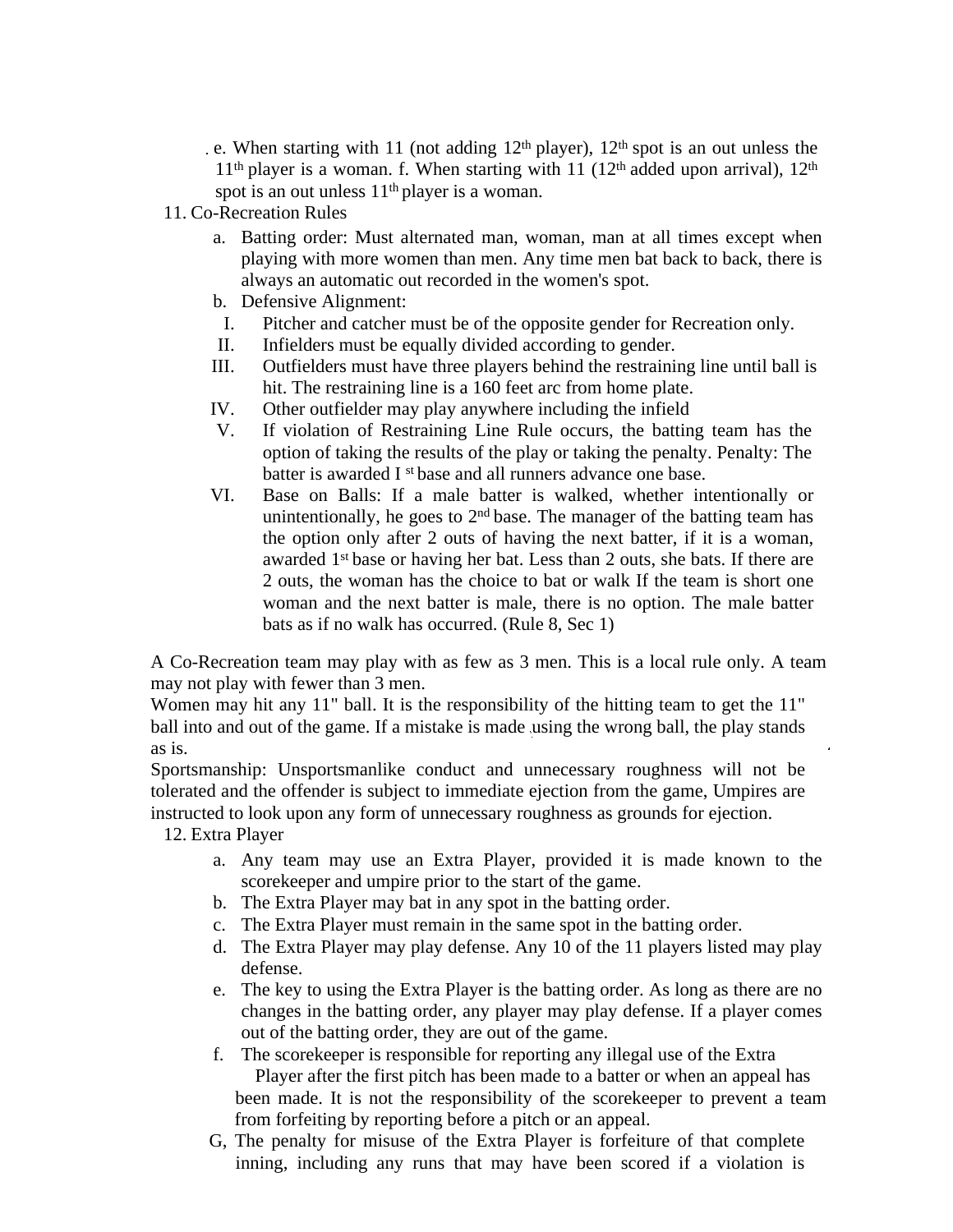e. When starting with 11 (not adding 12th player), 12th spot is an out unless the 11th player is a woman. f. When starting with 11 (12th added upon arrival), 12th spot is an out unless 11th player is a woman.

11. Co-Recreation Rules
    a. Batting order: Must alternated man, woman, man at all times except when playing with more women than men. Any time men bat back to back, there is always an automatic out recorded in the women's spot.
    b. Defensive Alignment:
        I. Pitcher and catcher must be of the opposite gender for Recreation only.
        II. Infielders must be equally divided according to gender.
        III. Outfielders must have three players behind the restraining line until ball is hit. The restraining line is a 160 feet arc from home plate.
        IV. Other outfielder may play anywhere including the infield
        V. If violation of Restraining Line Rule occurs, the batting team has the option of taking the results of the play or taking the penalty. Penalty: The batter is awarded I st base and all runners advance one base.
        VI. Base on Balls: If a male batter is walked, whether intentionally or unintentionally, he goes to 2nd base. The manager of the batting team has the option only after 2 outs of having the next batter, if it is a woman, awarded 1st base or having her bat. Less than 2 outs, she bats. If there are 2 outs, the woman has the choice to bat or walk If the team is short one woman and the next batter is male, there is no option. The male batter bats as if no walk has occurred. (Rule 8, Sec 1)

A Co-Recreation team may play with as few as 3 men. This is a local rule only. A team may not play with fewer than 3 men.
Women may hit any 11" ball. It is the responsibility of the hitting team to get the 11" ball into and out of the game. If a mistake is made using the wrong ball, the play stands as is.
Sportsmanship: Unsportsmanlike conduct and unnecessary roughness will not be tolerated and the offender is subject to immediate ejection from the game, Umpires are instructed to look upon any form of unnecessary roughness as grounds for ejection.

12. Extra Player
    a. Any team may use an Extra Player, provided it is made known to the scorekeeper and umpire prior to the start of the game.
    b. The Extra Player may bat in any spot in the batting order.
    c. The Extra Player must remain in the same spot in the batting order.
    d. The Extra Player may play defense. Any 10 of the 11 players listed may play defense.
    e. The key to using the Extra Player is the batting order. As long as there are no changes in the batting order, any player may play defense. If a player comes out of the batting order, they are out of the game.
    f. The scorekeeper is responsible for reporting any illegal use of the Extra Player after the first pitch has been made to a batter or when an appeal has been made. It is not the responsibility of the scorekeeper to prevent a team from forfeiting by reporting before a pitch or an appeal.
    G, The penalty for misuse of the Extra Player is forfeiture of that complete inning, including any runs that may have been scored if a violation is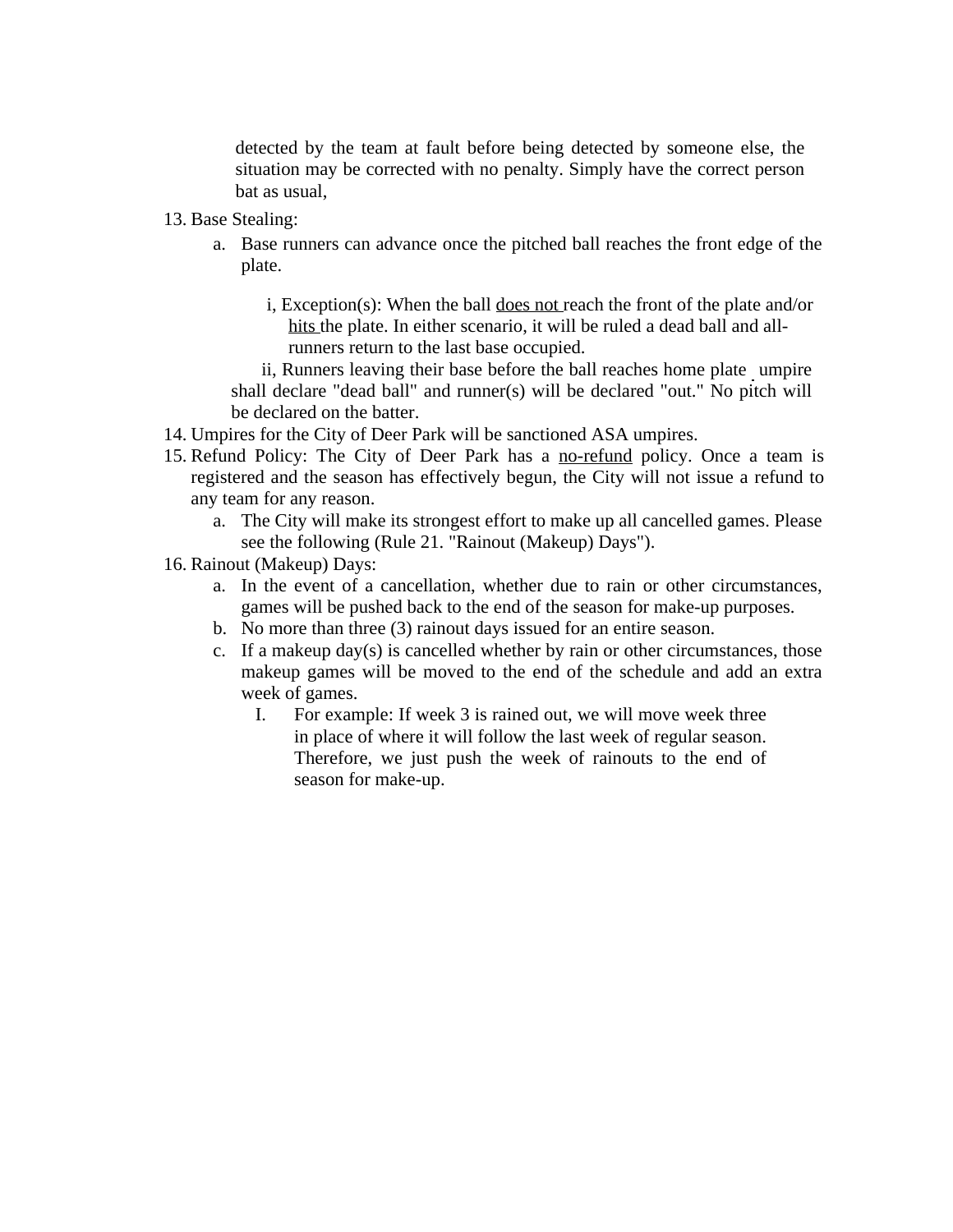detected by the team at fault before being detected by someone else, the situation may be corrected with no penalty. Simply have the correct person bat as usual,

13. Base Stealing:
    a. Base runners can advance once the pitched ball reaches the front edge of the plate.

        i, Exception(s): When the ball <u>does not</u> reach the front of the plate and/or <u>hits</u> the plate. In either scenario, it will be ruled a dead ball and all-runners return to the last base occupied.

        ii, Runners leaving their base before the ball reaches home plate umpire shall declare "dead ball" and runner(s) will be declared "out." No pitch will be declared on the batter.
14. Umpires for the City of Deer Park will be sanctioned ASA umpires.
15. Refund Policy: The City of Deer Park has a <u>no-refund</u> policy. Once a team is registered and the season has effectively begun, the City will not issue a refund to any team for any reason.
    a. The City will make its strongest effort to make up all cancelled games. Please see the following (Rule 21. "Rainout (Makeup) Days").
16. Rainout (Makeup) Days:
    a. In the event of a cancellation, whether due to rain or other circumstances, games will be pushed back to the end of the season for make-up purposes.
    b. No more than three (3) rainout days issued for an entire season.
    c. If a makeup day(s) is cancelled whether by rain or other circumstances, those makeup games will be moved to the end of the schedule and add an extra week of games.
        I. For example: If week 3 is rained out, we will move week three in place of where it will follow the last week of regular season. Therefore, we just push the week of rainouts to the end of season for make-up.